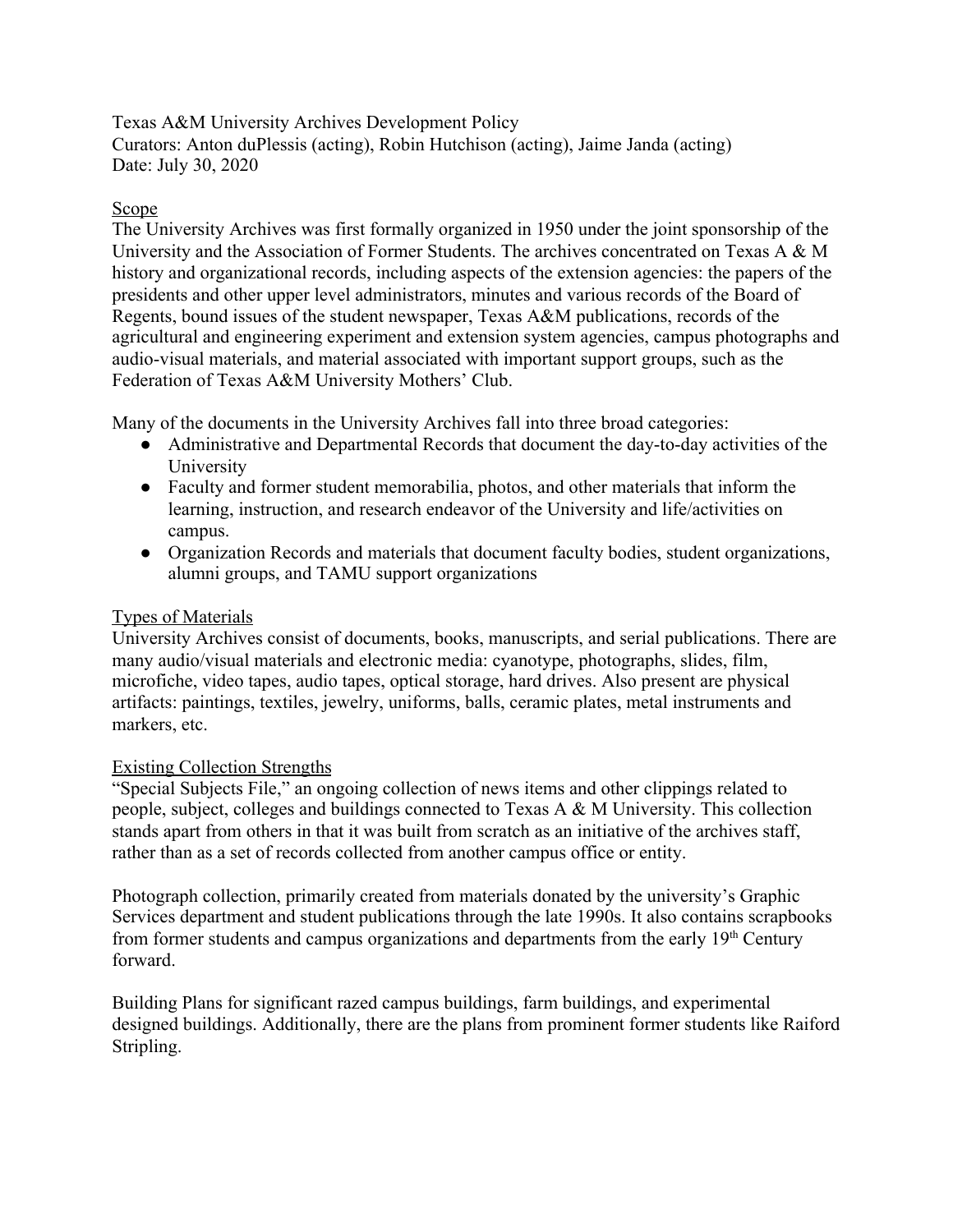Texas A&M University Archives Development Policy
Curators: Anton duPlessis (acting), Robin Hutchison (acting), Jaime Janda (acting)
Date: July 30, 2020

## Scope

The University Archives was first formally organized in 1950 under the joint sponsorship of the University and the Association of Former Students. The archives concentrated on Texas A & M history and organizational records, including aspects of the extension agencies: the papers of the presidents and other upper level administrators, minutes and various records of the Board of Regents, bound issues of the student newspaper, Texas A&M publications, records of the agricultural and engineering experiment and extension system agencies, campus photographs and audio-visual materials, and material associated with important support groups, such as the Federation of Texas A&M University Mothers' Club.

Many of the documents in the University Archives fall into three broad categories:

- Administrative and Departmental Records that document the day-to-day activities of the University
- Faculty and former student memorabilia, photos, and other materials that inform the learning, instruction, and research endeavor of the University and life/activities on campus.
- Organization Records and materials that document faculty bodies, student organizations, alumni groups, and TAMU support organizations

## Types of Materials

University Archives consist of documents, books, manuscripts, and serial publications. There are many audio/visual materials and electronic media: cyanotype, photographs, slides, film, microfiche, video tapes, audio tapes, optical storage, hard drives. Also present are physical artifacts: paintings, textiles, jewelry, uniforms, balls, ceramic plates, metal instruments and markers, etc.

## Existing Collection Strengths

"Special Subjects File," an ongoing collection of news items and other clippings related to people, subject, colleges and buildings connected to Texas A & M University. This collection stands apart from others in that it was built from scratch as an initiative of the archives staff, rather than as a set of records collected from another campus office or entity.

Photograph collection, primarily created from materials donated by the university's Graphic Services department and student publications through the late 1990s. It also contains scrapbooks from former students and campus organizations and departments from the early 19th Century forward.

Building Plans for significant razed campus buildings, farm buildings, and experimental designed buildings. Additionally, there are the plans from prominent former students like Raiford Stripling.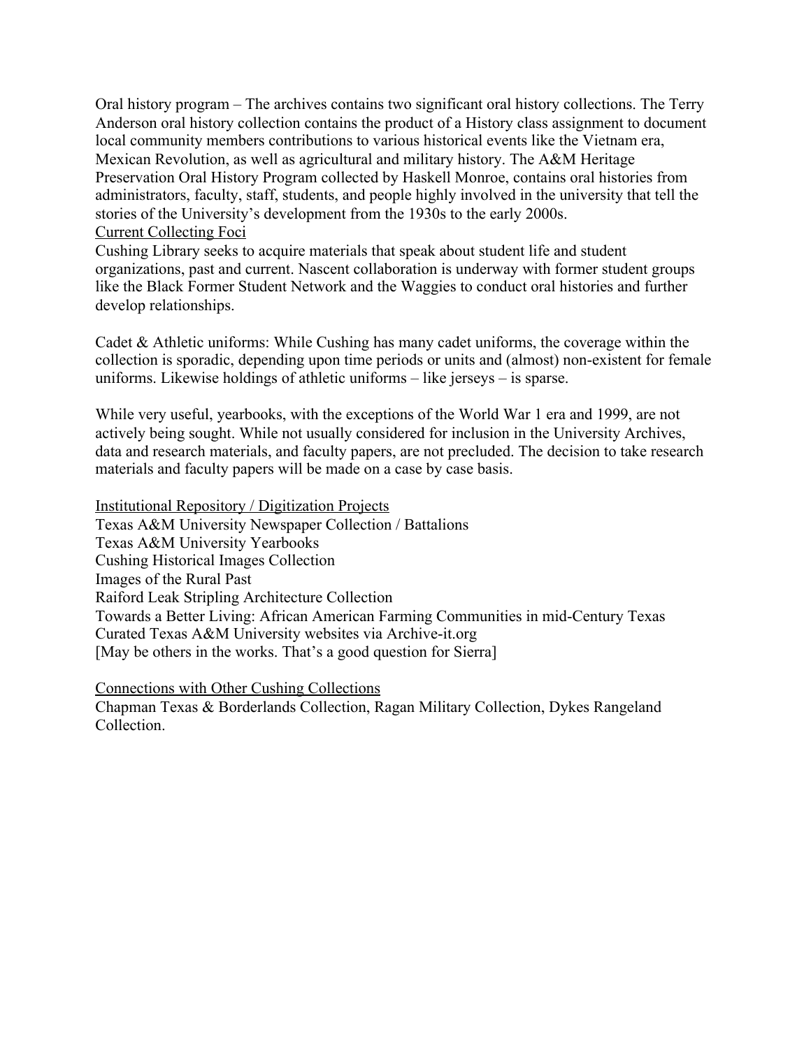Oral history program – The archives contains two significant oral history collections. The Terry Anderson oral history collection contains the product of a History class assignment to document local community members contributions to various historical events like the Vietnam era, Mexican Revolution, as well as agricultural and military history. The A&M Heritage Preservation Oral History Program collected by Haskell Monroe, contains oral histories from administrators, faculty, staff, students, and people highly involved in the university that tell the stories of the University's development from the 1930s to the early 2000s.

Current Collecting Foci

Cushing Library seeks to acquire materials that speak about student life and student organizations, past and current. Nascent collaboration is underway with former student groups like the Black Former Student Network and the Waggies to conduct oral histories and further develop relationships.

Cadet & Athletic uniforms: While Cushing has many cadet uniforms, the coverage within the collection is sporadic, depending upon time periods or units and (almost) non-existent for female uniforms. Likewise holdings of athletic uniforms – like jerseys – is sparse.

While very useful, yearbooks, with the exceptions of the World War 1 era and 1999, are not actively being sought. While not usually considered for inclusion in the University Archives, data and research materials, and faculty papers, are not precluded. The decision to take research materials and faculty papers will be made on a case by case basis.

Institutional Repository / Digitization Projects

Texas A&M University Newspaper Collection / Battalions
Texas A&M University Yearbooks
Cushing Historical Images Collection
Images of the Rural Past
Raiford Leak Stripling Architecture Collection
Towards a Better Living: African American Farming Communities in mid-Century Texas
Curated Texas A&M University websites via Archive-it.org
[May be others in the works. That's a good question for Sierra]

Connections with Other Cushing Collections

Chapman Texas & Borderlands Collection, Ragan Military Collection, Dykes Rangeland Collection.